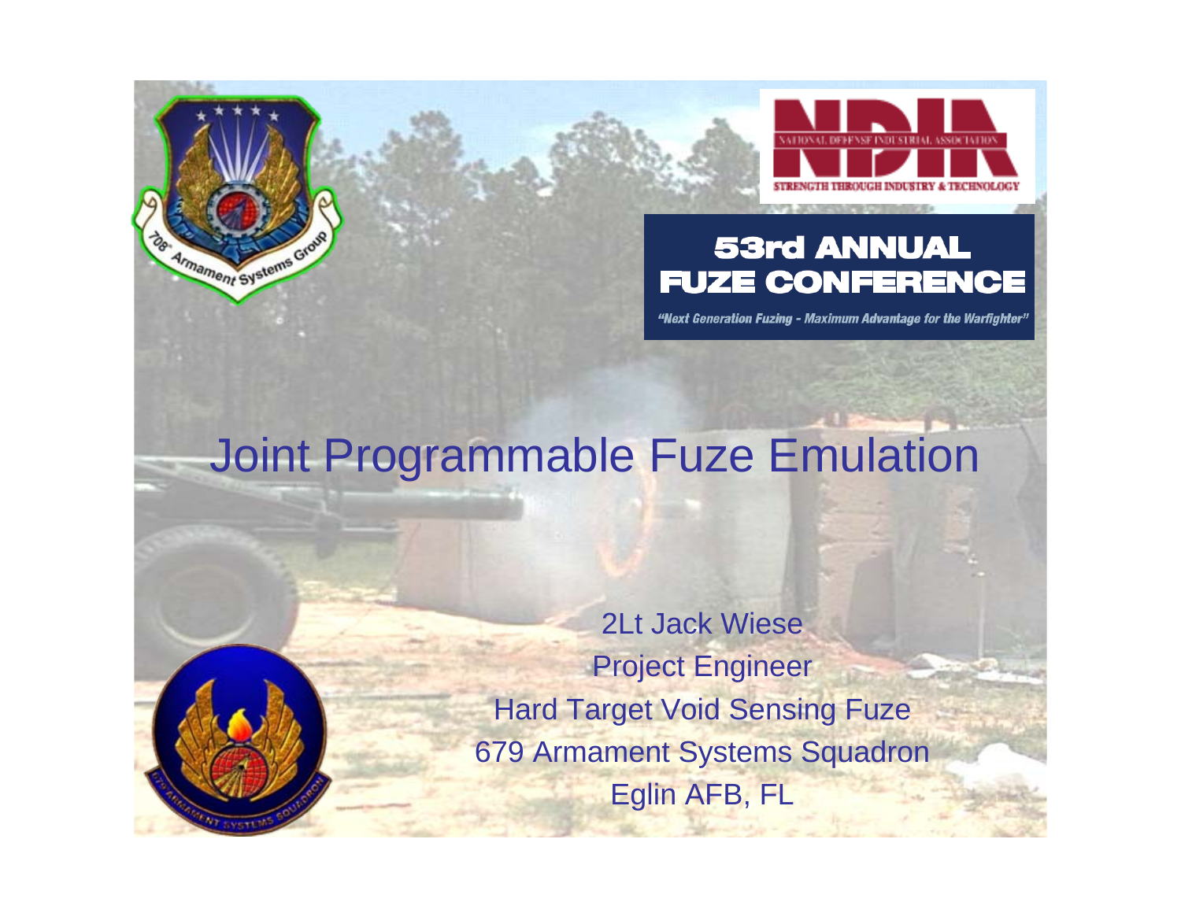NATIONAL DEFENSE INDUSTRIAL ASSOCIATION

STRENGTH THROUGH INDUSTRY & TECHNOLOGY

**53rd ANNUAL FUZE CONFERENCE**

*"Next Generation Fuzing - Maximum Advantage for the Warfighter"*

# Joint Programmable Fuze Emulation

2Lt Jack Wiese

Project Engineer

Hard Target Void Sensing Fuze

679 Armament Systems Squadron

Eglin AFB, FL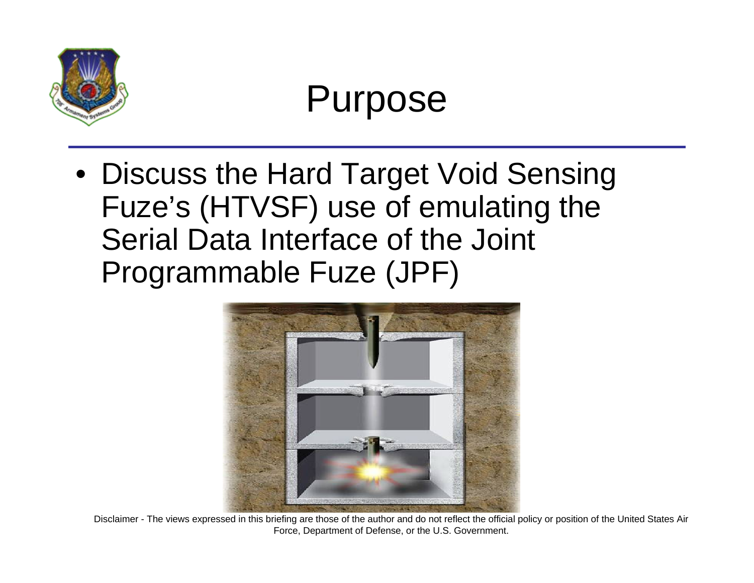# Purpose

- Discuss the Hard Target Void Sensing Fuze's (HTVSF) use of emulating the Serial Data Interface of the Joint Programmable Fuze (JPF)

Disclaimer - The views expressed in this briefing are those of the author and do not reflect the official policy or position of the United States Air Force, Department of Defense, or the U.S. Government.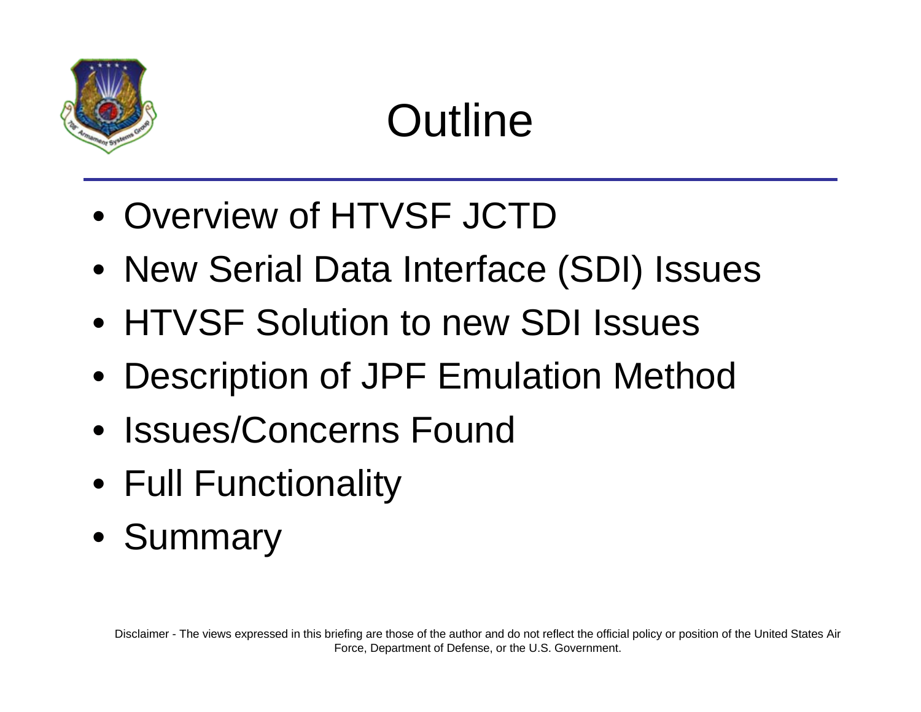# Outline

- Overview of HTVSF JCTD
- New Serial Data Interface (SDI) Issues
- HTVSF Solution to new SDI Issues
- Description of JPF Emulation Method
- Issues/Concerns Found
- Full Functionality
- Summary

Disclaimer - The views expressed in this briefing are those of the author and do not reflect the official policy or position of the United States Air Force, Department of Defense, or the U.S. Government.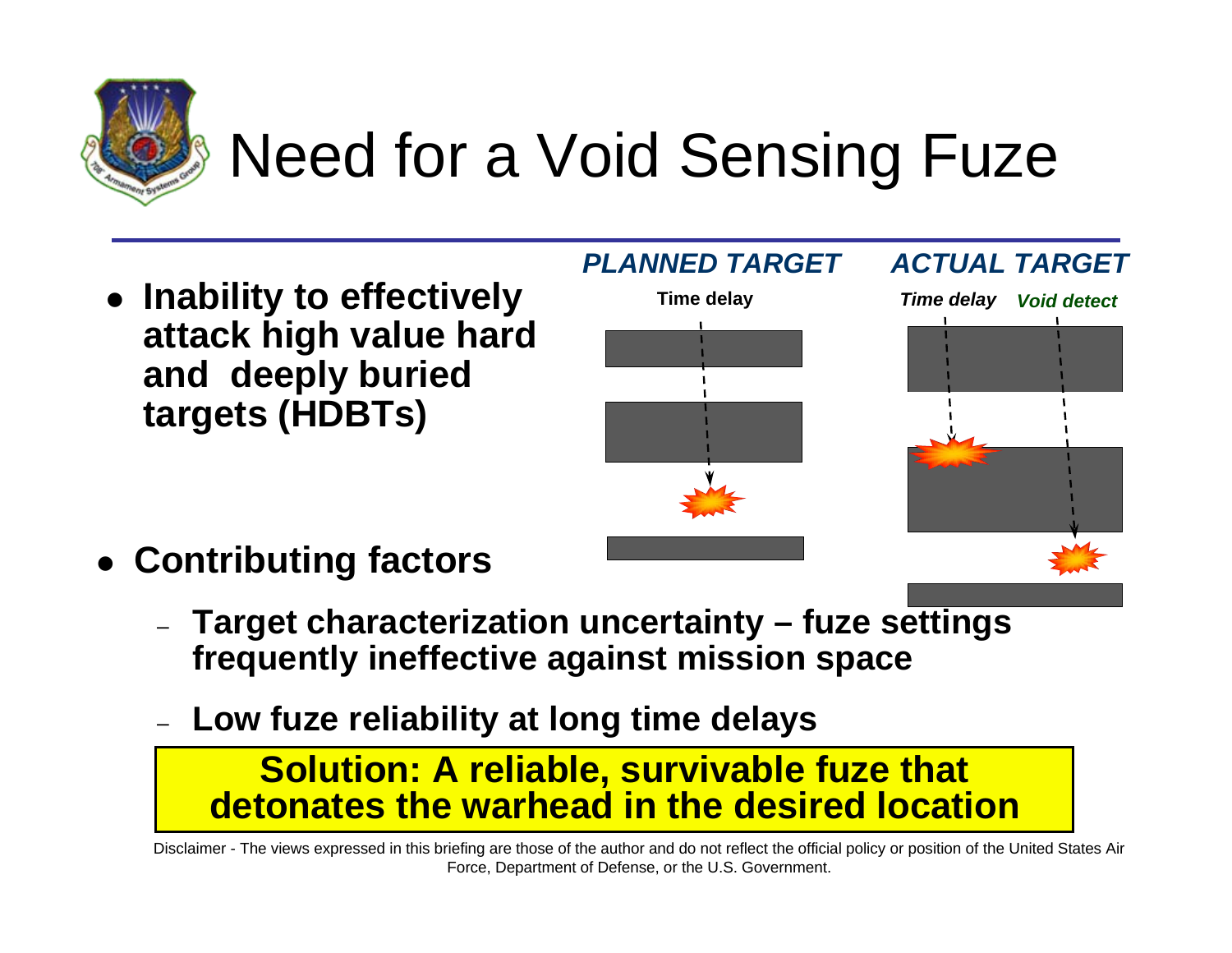# Need for a Void Sensing Fuze

- **Inability to effectively attack high value hard and deeply buried targets (HDBTs)**

*PLANNED TARGET*

Time delay

*ACTUAL TARGET*

*Time delay* *Void detect*

- **Contributing factors**
  - **Target characterization uncertainty – fuze settings frequently ineffective against mission space**
  - **Low fuze reliability at long time delays**

**Solution: A reliable, survivable fuze that detonates the warhead in the desired location**

Disclaimer - The views expressed in this briefing are those of the author and do not reflect the official policy or position of the United States Air Force, Department of Defense, or the U.S. Government.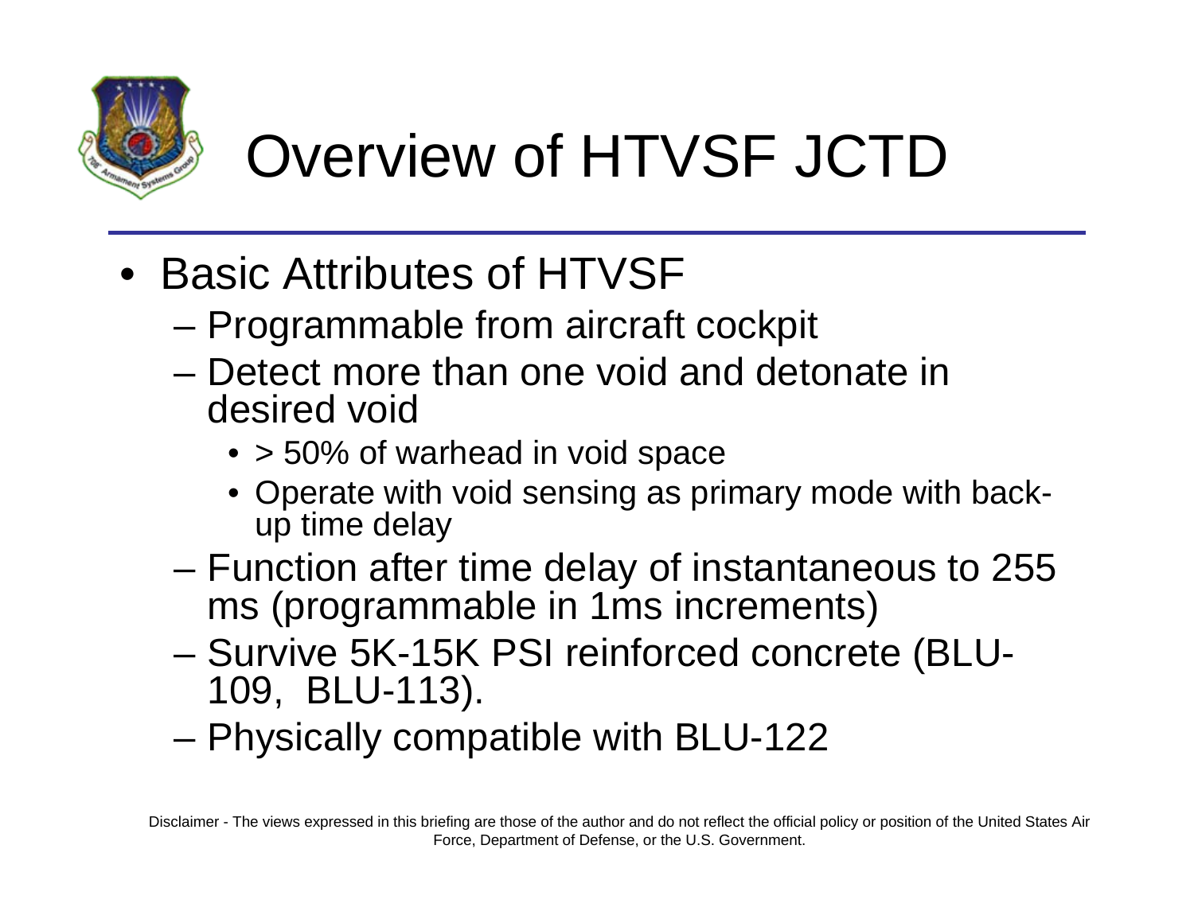# Overview of HTVSF JCTD

- Basic Attributes of HTVSF
  - Programmable from aircraft cockpit
  - Detect more than one void and detonate in desired void
    - > 50% of warhead in void space
    - Operate with void sensing as primary mode with back-up time delay
  - Function after time delay of instantaneous to 255 ms (programmable in 1ms increments)
  - Survive 5K-15K PSI reinforced concrete (BLU-109, BLU-113).
  - Physically compatible with BLU-122

Disclaimer - The views expressed in this briefing are those of the author and do not reflect the official policy or position of the United States Air Force, Department of Defense, or the U.S. Government.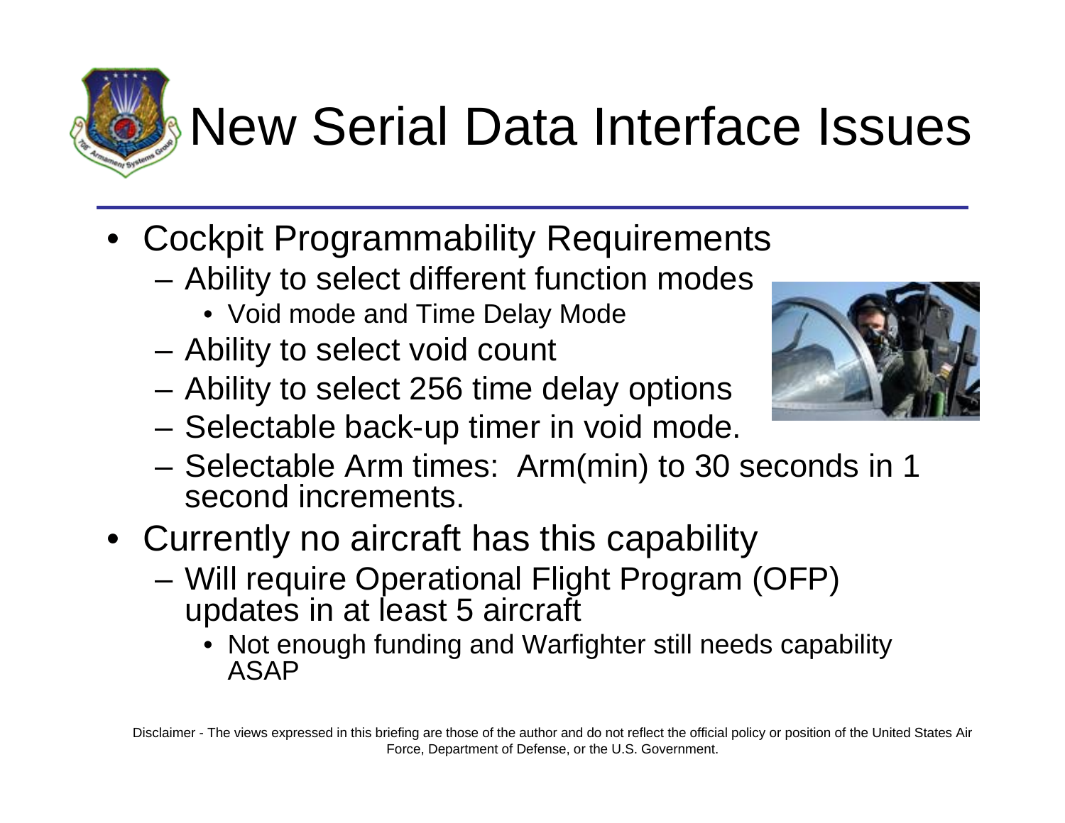# New Serial Data Interface Issues

- Cockpit Programmability Requirements
  - Ability to select different function modes
    - Void mode and Time Delay Mode
  - Ability to select void count
  - Ability to select 256 time delay options
  - Selectable back-up timer in void mode.
  - Selectable Arm times: Arm(min) to 30 seconds in 1 second increments.
- Currently no aircraft has this capability
  - Will require Operational Flight Program (OFP) updates in at least 5 aircraft
    - Not enough funding and Warfighter still needs capability ASAP

Disclaimer - The views expressed in this briefing are those of the author and do not reflect the official policy or position of the United States Air Force, Department of Defense, or the U.S. Government.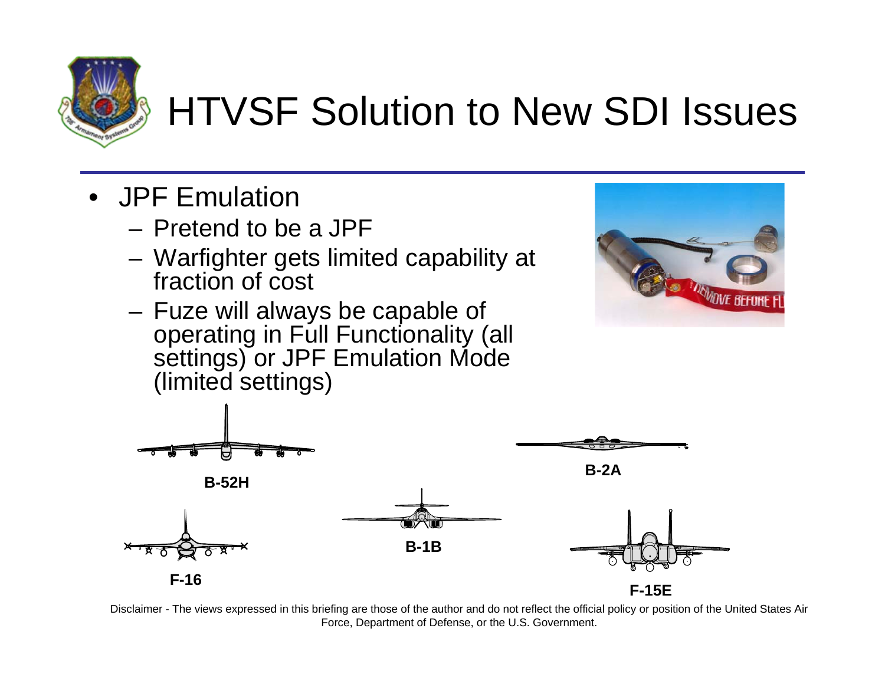# HTVSF Solution to New SDI Issues

- JPF Emulation
  - Pretend to be a JPF
  - Warfighter gets limited capability at fraction of cost
  - Fuze will always be capable of operating in Full Functionality (all settings) or JPF Emulation Mode (limited settings)

B-52H

B-2A

B-1B

F-16

F-15E

Disclaimer - The views expressed in this briefing are those of the author and do not reflect the official policy or position of the United States Air Force, Department of Defense, or the U.S. Government.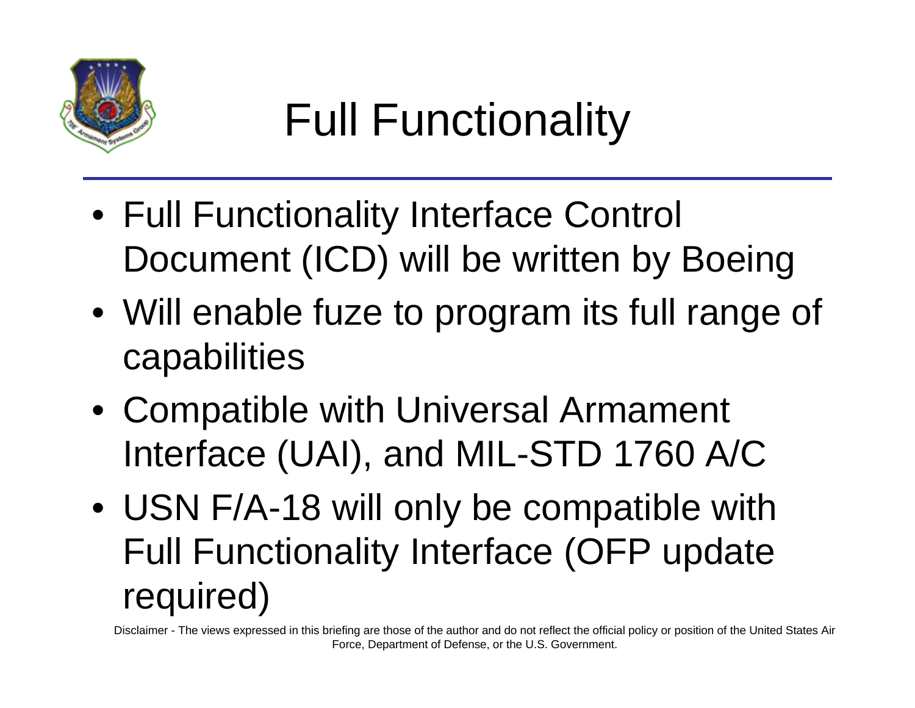# Full Functionality

- Full Functionality Interface Control Document (ICD) will be written by Boeing
- Will enable fuze to program its full range of capabilities
- Compatible with Universal Armament Interface (UAI), and MIL-STD 1760 A/C
- USN F/A-18 will only be compatible with Full Functionality Interface (OFP update required)

Disclaimer - The views expressed in this briefing are those of the author and do not reflect the official policy or position of the United States Air Force, Department of Defense, or the U.S. Government.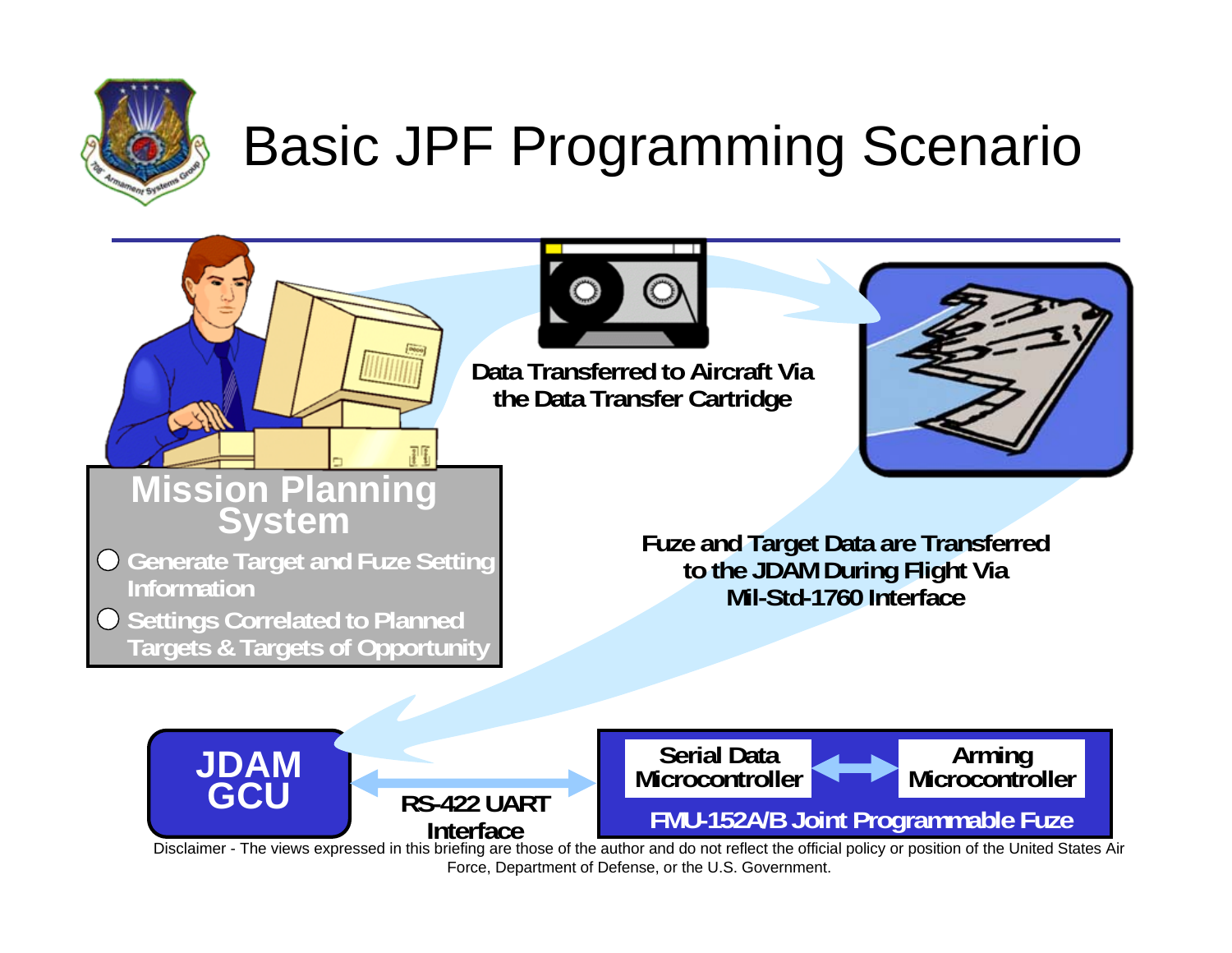# Basic JPF Programming Scenario

## Mission Planning System

- Generate Target and Fuze Setting Information
- Settings Correlated to Planned Targets & Targets of Opportunity

Data Transferred to Aircraft Via the Data Transfer Cartridge

Fuze and Target Data are Transferred to the JDAM During Flight Via Mil-Std-1760 Interface

**JDAM GCU**

RS-422 UART Interface

Serial Data Microcontroller ↔ Arming Microcontroller

FMU-152A/B Joint Programmable Fuze

Disclaimer - The views expressed in this briefing are those of the author and do not reflect the official policy or position of the United States Air Force, Department of Defense, or the U.S. Government.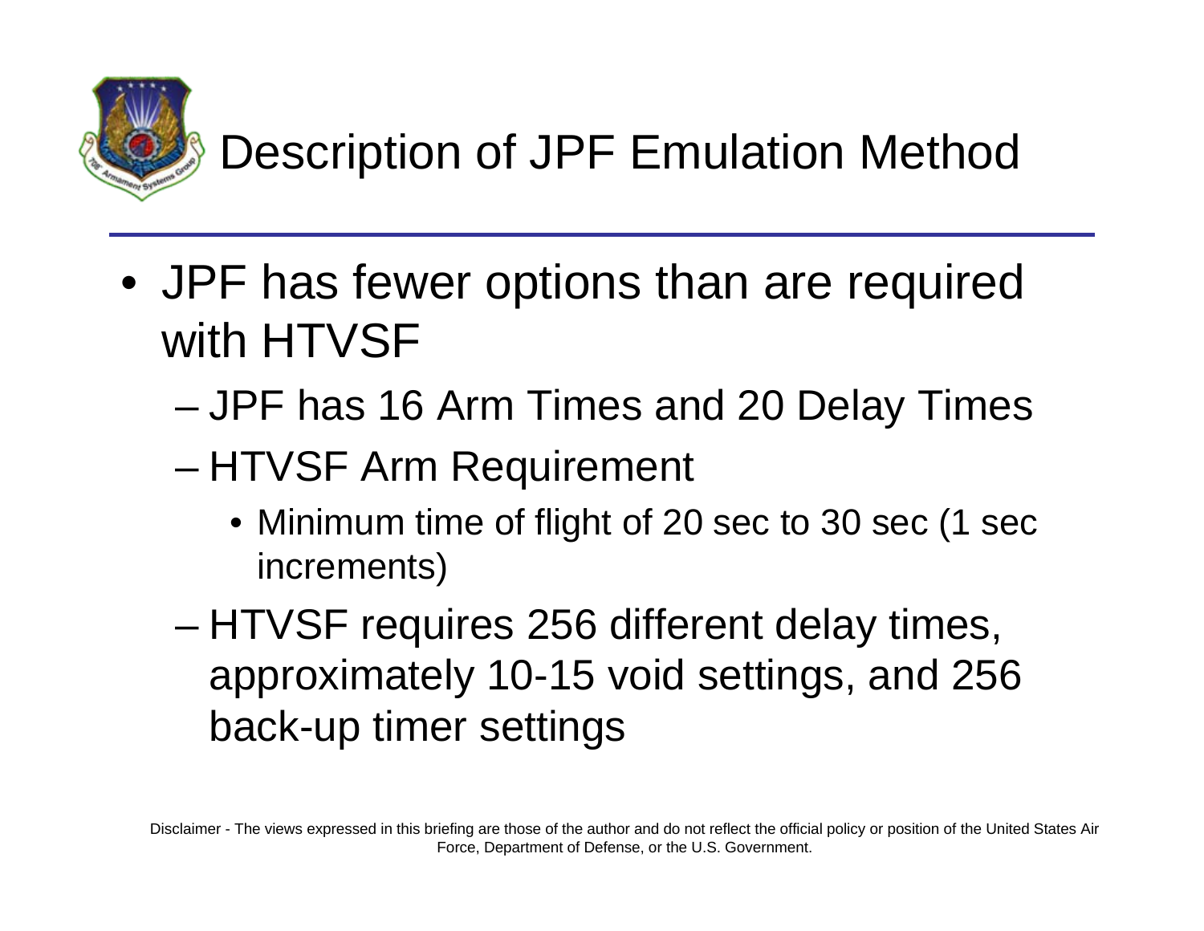# Description of JPF Emulation Method

- JPF has fewer options than are required with HTVSF
  - JPF has 16 Arm Times and 20 Delay Times
  - HTVSF Arm Requirement
    - Minimum time of flight of 20 sec to 30 sec (1 sec increments)
  - HTVSF requires 256 different delay times, approximately 10-15 void settings, and 256 back-up timer settings

Disclaimer - The views expressed in this briefing are those of the author and do not reflect the official policy or position of the United States Air Force, Department of Defense, or the U.S. Government.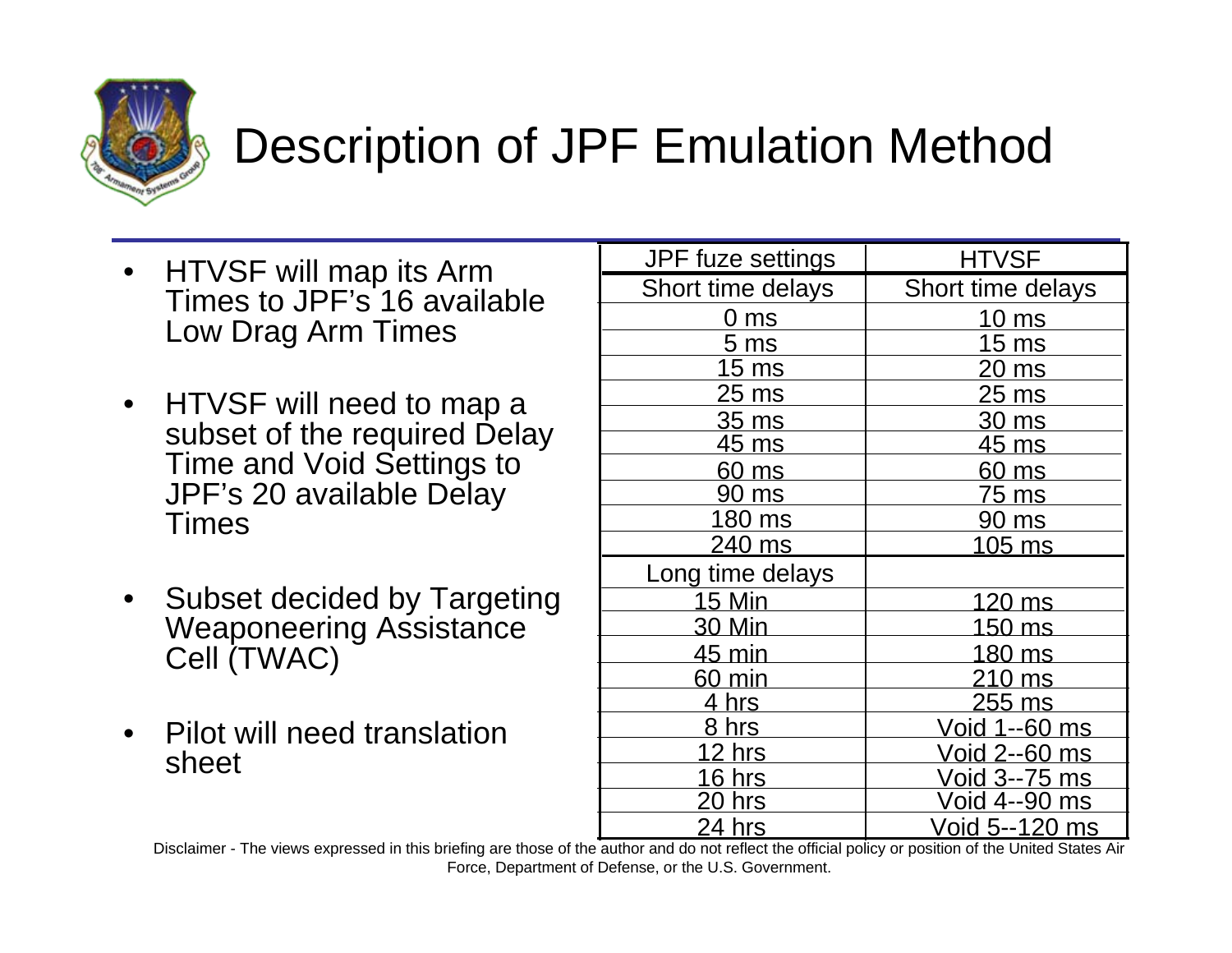# Description of JPF Emulation Method

- HTVSF will map its Arm Times to JPF's 16 available Low Drag Arm Times
- HTVSF will need to map a subset of the required Delay Time and Void Settings to JPF's 20 available Delay Times
- Subset decided by Targeting Weaponeering Assistance Cell (TWAC)
- Pilot will need translation sheet

| JPF fuze settings | HTVSF |
|---|---|
| Short time delays | Short time delays |
| 0 ms | 10 ms |
| 5 ms | 15 ms |
| 15 ms | 20 ms |
| 25 ms | 25 ms |
| 35 ms | 30 ms |
| 45 ms | 45 ms |
| 60 ms | 60 ms |
| 90 ms | 75 ms |
| 180 ms | 90 ms |
| 240 ms | 105 ms |
| Long time delays | |
| 15 Min | 120 ms |
| 30 Min | 150 ms |
| 45 min | 180 ms |
| 60 min | 210 ms |
| 4 hrs | 255 ms |
| 8 hrs | Void 1--60 ms |
| 12 hrs | Void 2--60 ms |
| 16 hrs | Void 3--75 ms |
| 20 hrs | Void 4--90 ms |
| 24 hrs | Void 5--120 ms |

Disclaimer - The views expressed in this briefing are those of the author and do not reflect the official policy or position of the United States Air Force, Department of Defense, or the U.S. Government.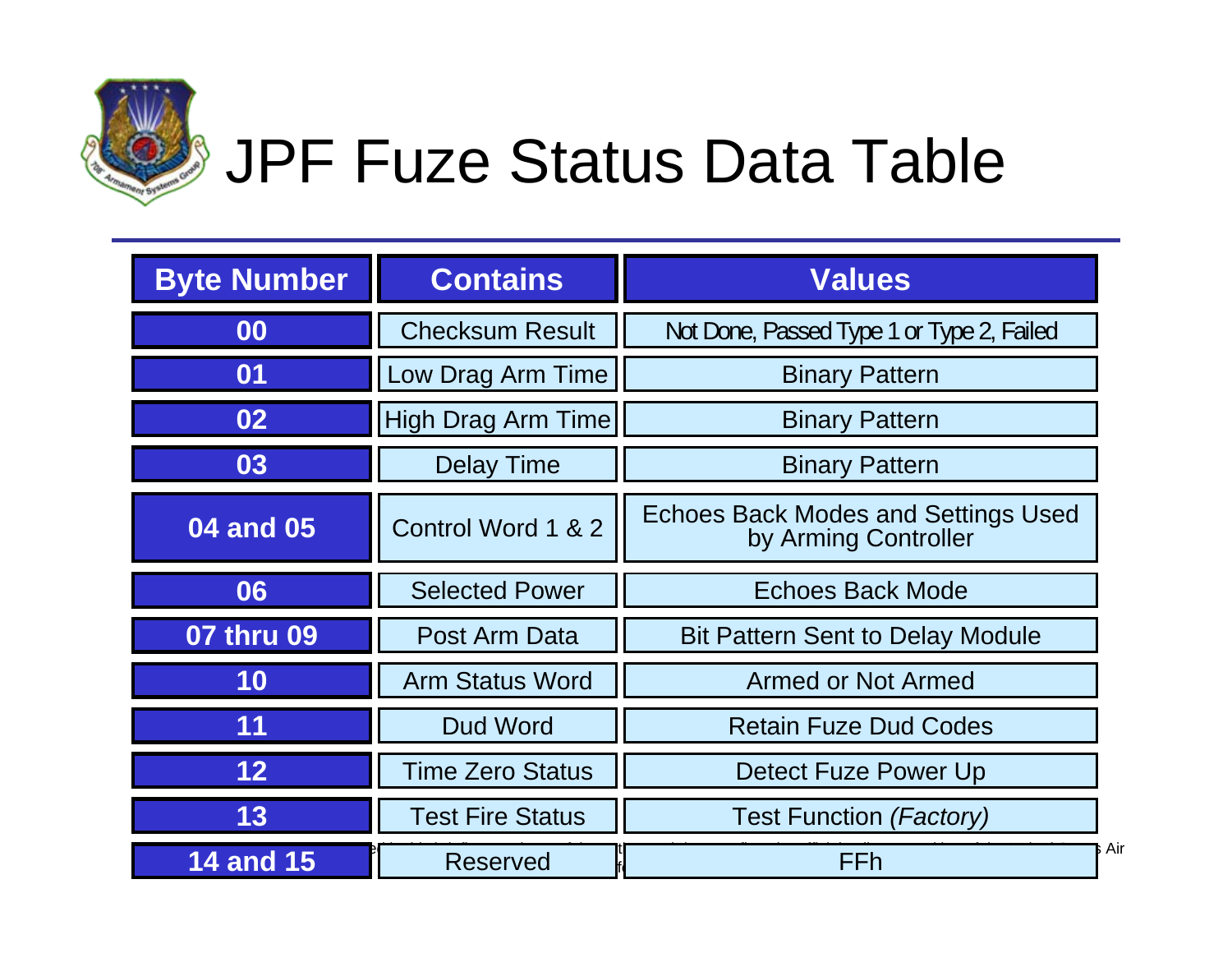# JPF Fuze Status Data Table

| Byte Number | Contains | Values |
|---|---|---|
| 00 | Checksum Result | Not Done, Passed Type 1 or Type 2, Failed |
| 01 | Low Drag Arm Time | Binary Pattern |
| 02 | High Drag Arm Time | Binary Pattern |
| 03 | Delay Time | Binary Pattern |
| 04 and 05 | Control Word 1 & 2 | Echoes Back Modes and Settings Used by Arming Controller |
| 06 | Selected Power | Echoes Back Mode |
| 07 thru 09 | Post Arm Data | Bit Pattern Sent to Delay Module |
| 10 | Arm Status Word | Armed or Not Armed |
| 11 | Dud Word | Retain Fuze Dud Codes |
| 12 | Time Zero Status | Detect Fuze Power Up |
| 13 | Test Fire Status | Test Function *(Factory)* |
| 14 and 15 | Reserved | FFh |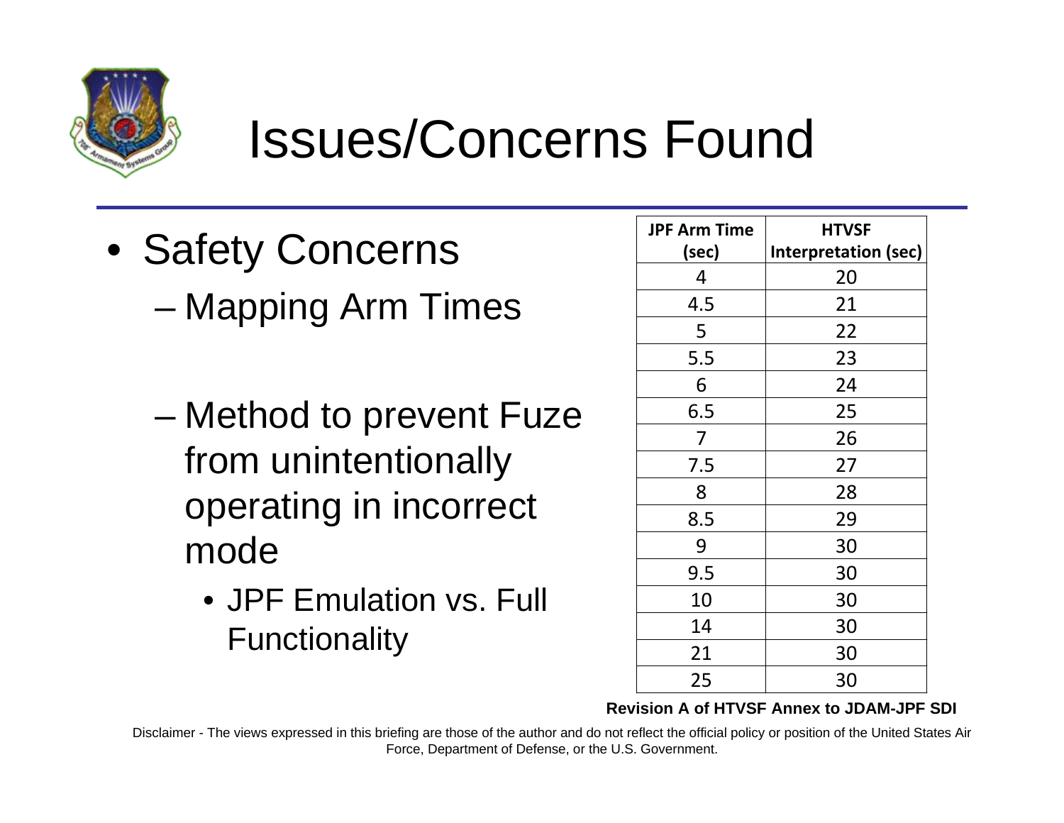# Issues/Concerns Found

- Safety Concerns
  - Mapping Arm Times
  - Method to prevent Fuze from unintentionally operating in incorrect mode
    - JPF Emulation vs. Full Functionality

| JPF Arm Time (sec) | HTVSF Interpretation (sec) |
|---|---|
| 4 | 20 |
| 4.5 | 21 |
| 5 | 22 |
| 5.5 | 23 |
| 6 | 24 |
| 6.5 | 25 |
| 7 | 26 |
| 7.5 | 27 |
| 8 | 28 |
| 8.5 | 29 |
| 9 | 30 |
| 9.5 | 30 |
| 10 | 30 |
| 14 | 30 |
| 21 | 30 |
| 25 | 30 |

**Revision A of HTVSF Annex to JDAM-JPF SDI**

Disclaimer - The views expressed in this briefing are those of the author and do not reflect the official policy or position of the United States Air Force, Department of Defense, or the U.S. Government.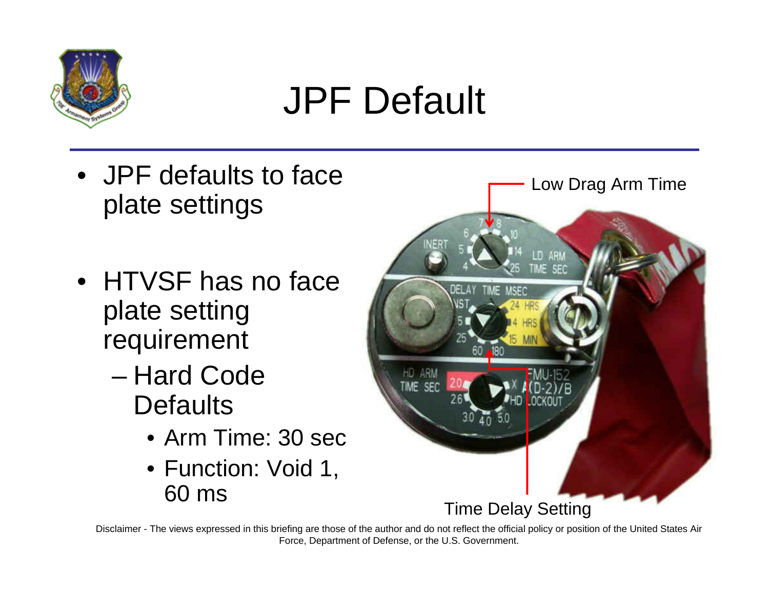# JPF Default

- JPF defaults to face plate settings
- HTVSF has no face plate setting requirement
  - Hard Code Defaults
    - Arm Time: 30 sec
    - Function: Void 1, 60 ms

Low Drag Arm Time

Time Delay Setting

Disclaimer - The views expressed in this briefing are those of the author and do not reflect the official policy or position of the United States Air Force, Department of Defense, or the U.S. Government.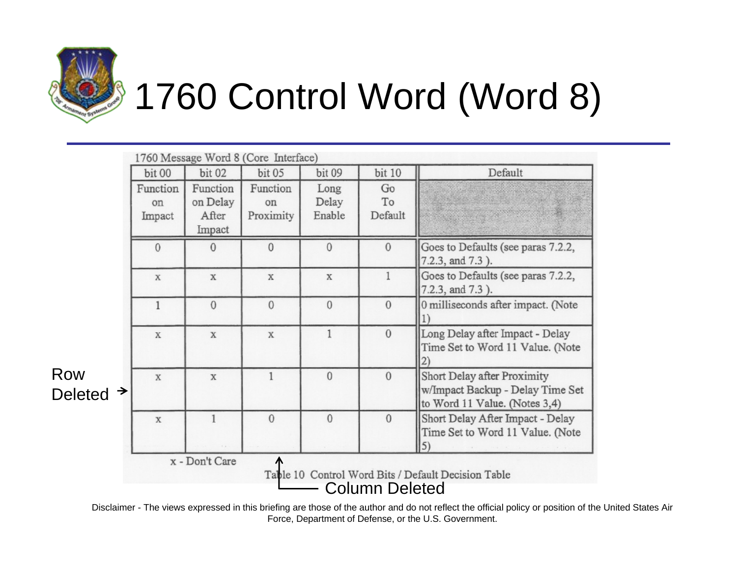# 1760 Control Word (Word 8)

1760 Message Word 8 (Core Interface)

| bit 00 | bit 02 | bit 05 | bit 09 | bit 10 | Default |
|---|---|---|---|---|---|
| Function on Impact | Function on Delay After Impact | Function on Proximity | Long Delay Enable | Go To Default | |
| 0 | 0 | 0 | 0 | 0 | Goes to Defaults (see paras 7.2.2, 7.2.3, and 7.3 ). |
| x | x | x | x | 1 | Goes to Defaults (see paras 7.2.2, 7.2.3, and 7.3 ). |
| 1 | 0 | 0 | 0 | 0 | 0 milliseconds after impact. (Note 1) |
| x | x | x | 1 | 0 | Long Delay after Impact - Delay Time Set to Word 11 Value. (Note 2) |
| x | x | 1 | 0 | 0 | Short Delay after Proximity w/Impact Backup - Delay Time Set to Word 11 Value. (Notes 3,4) |
| x | 1 | 0 | 0 | 0 | Short Delay After Impact - Delay Time Set to Word 11 Value. (Note 5) |

x - Don't Care

Table 10 Control Word Bits / Default Decision Table

Row Deleted →

Column Deleted

Disclaimer - The views expressed in this briefing are those of the author and do not reflect the official policy or position of the United States Air Force, Department of Defense, or the U.S. Government.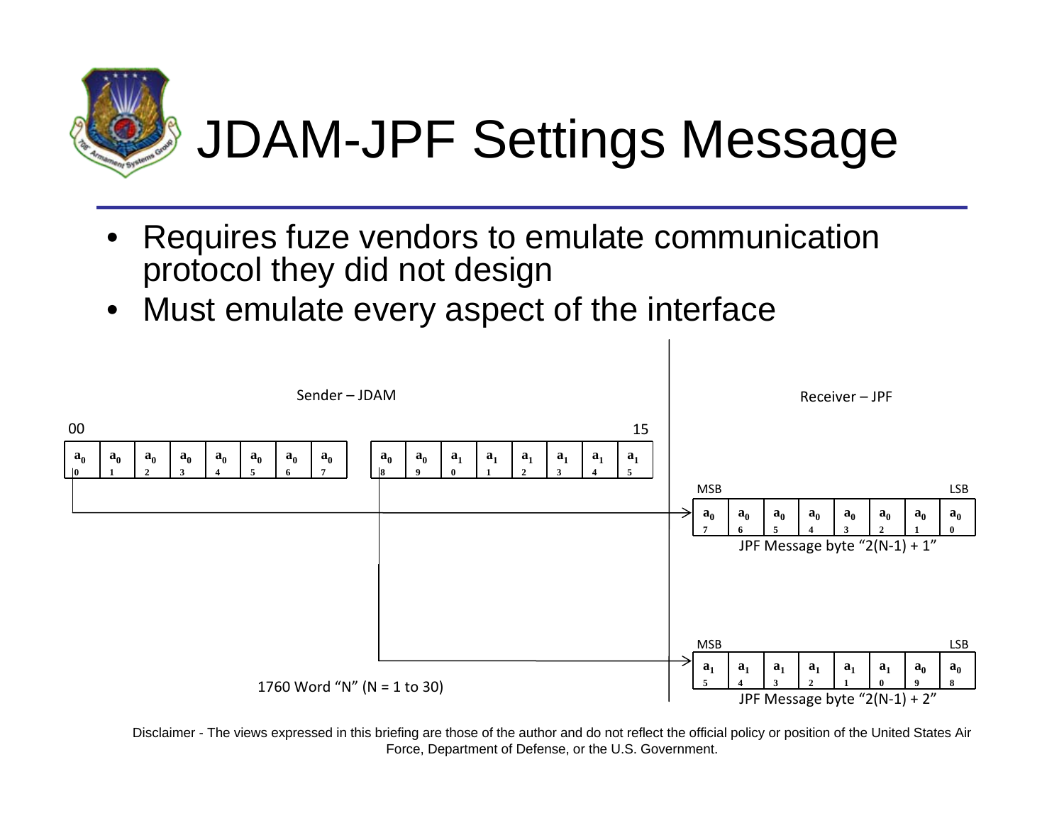# JDAM-JPF Settings Message

- Requires fuze vendors to emulate communication protocol they did not design
- Must emulate every aspect of the interface

Sender – JDAM

00 … 15

| $a_{00}$ | $a_{01}$ | $a_{02}$ | $a_{03}$ | $a_{04}$ | $a_{05}$ | $a_{06}$ | $a_{07}$ | $a_{08}$ | $a_{09}$ | $a_{10}$ | $a_{11}$ | $a_{12}$ | $a_{13}$ | $a_{14}$ | $a_{15}$ |
|---|---|---|---|---|---|---|---|---|---|---|---|---|---|---|---|

1760 Word "N" (N = 1 to 30)

Receiver – JPF

MSB … LSB

| $a_{07}$ | $a_{06}$ | $a_{05}$ | $a_{04}$ | $a_{03}$ | $a_{02}$ | $a_{01}$ | $a_{00}$ |
|---|---|---|---|---|---|---|---|

JPF Message byte "2(N-1) + 1"

MSB … LSB

| $a_{15}$ | $a_{14}$ | $a_{13}$ | $a_{12}$ | $a_{11}$ | $a_{10}$ | $a_{09}$ | $a_{08}$ |
|---|---|---|---|---|---|---|---|

JPF Message byte "2(N-1) + 2"

Disclaimer - The views expressed in this briefing are those of the author and do not reflect the official policy or position of the United States Air Force, Department of Defense, or the U.S. Government.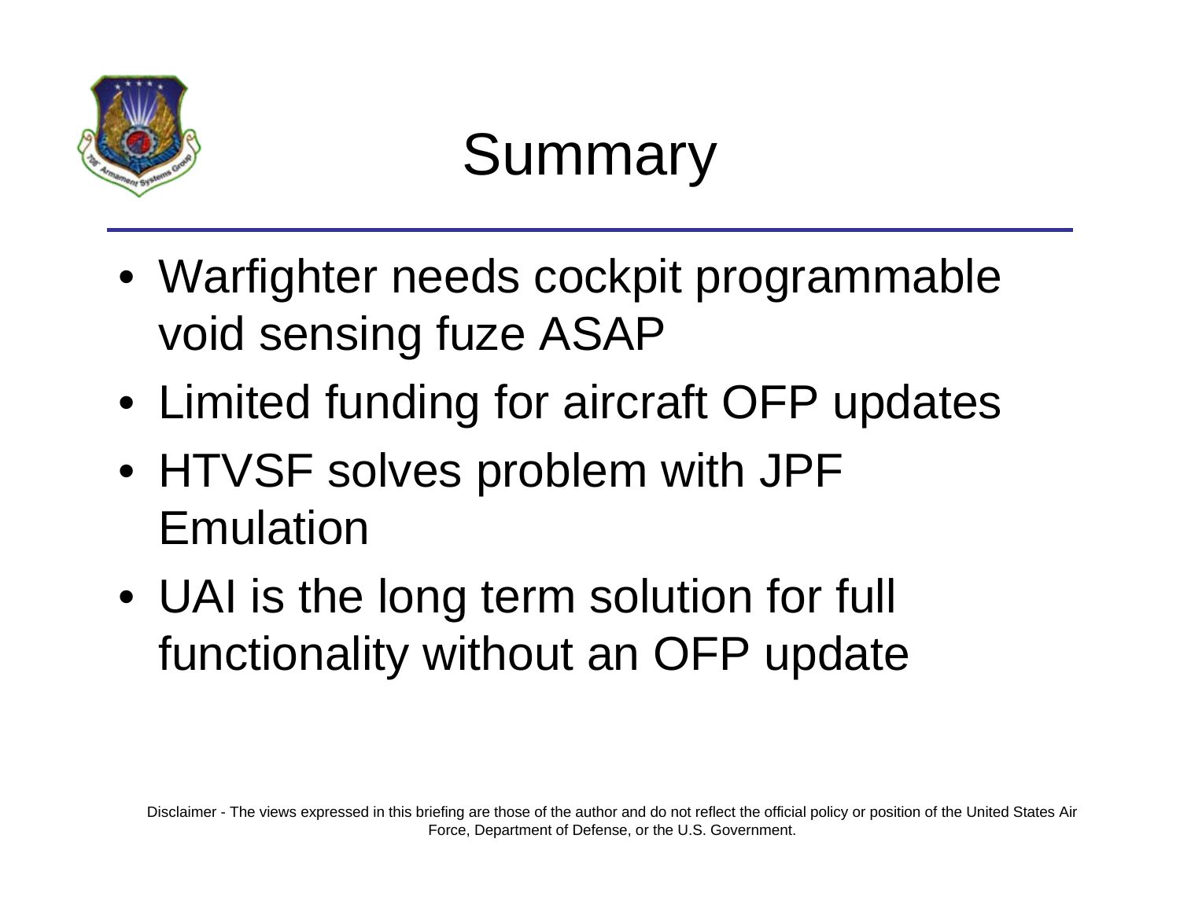# Summary

- Warfighter needs cockpit programmable void sensing fuze ASAP
- Limited funding for aircraft OFP updates
- HTVSF solves problem with JPF Emulation
- UAI is the long term solution for full functionality without an OFP update

Disclaimer - The views expressed in this briefing are those of the author and do not reflect the official policy or position of the United States Air Force, Department of Defense, or the U.S. Government.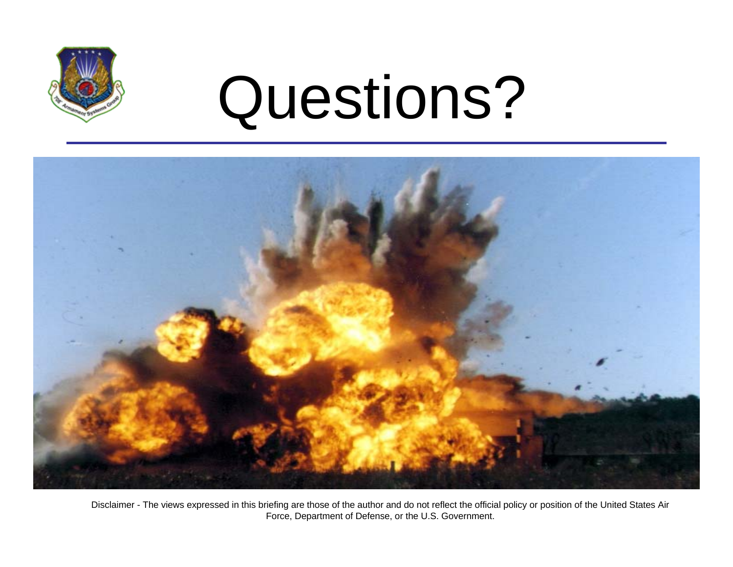# Questions?

Disclaimer - The views expressed in this briefing are those of the author and do not reflect the official policy or position of the United States Air Force, Department of Defense, or the U.S. Government.